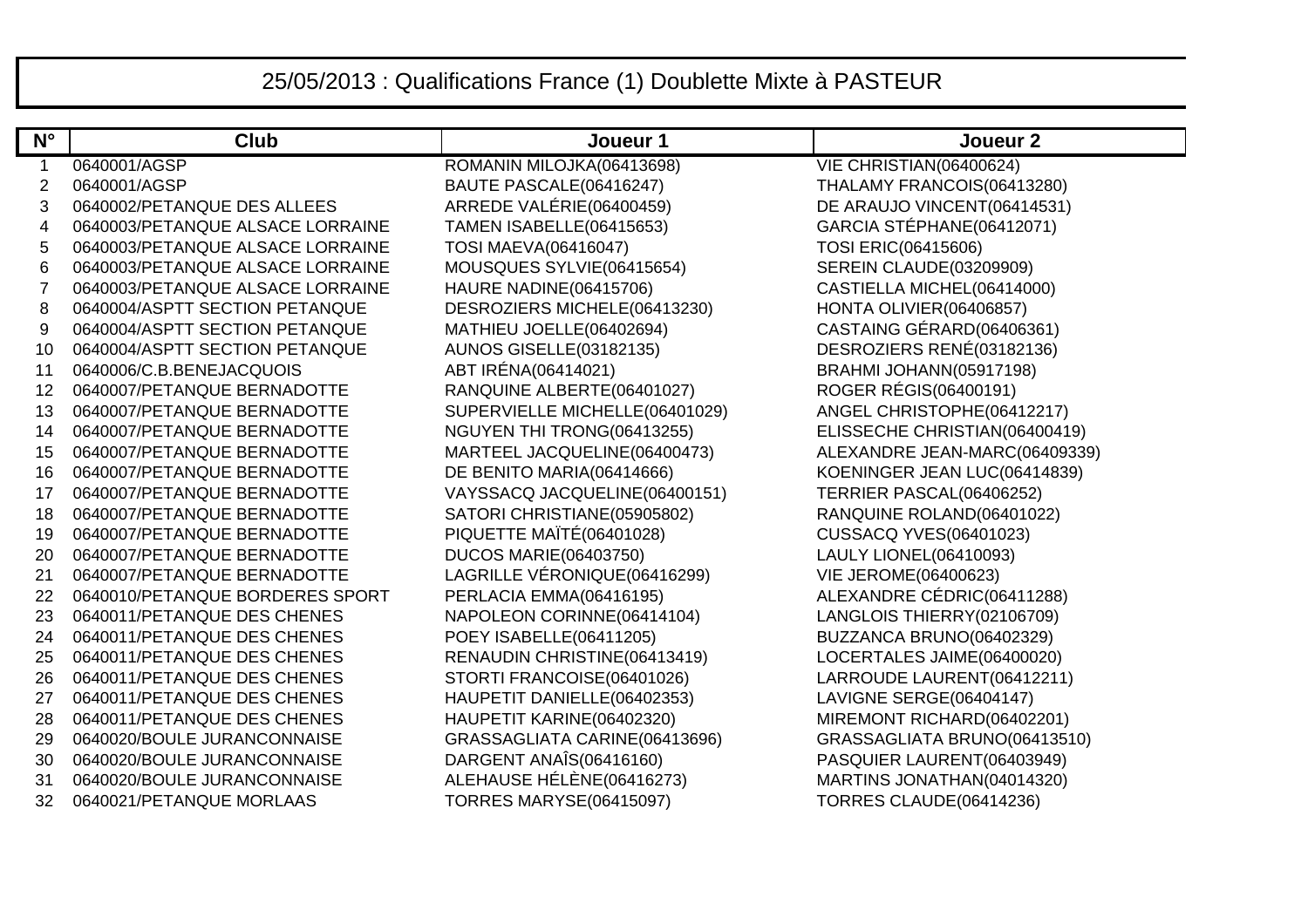# 25/05/2013 : Qualifications France (1) Doublette Mixte à PASTEUR

| N° | Club | Joueur 1 | Joueur 2 |
|---|---|---|---|
| 1 | 0640001/AGSP | ROMANIN MILOJKA(06413698) | VIE CHRISTIAN(06400624) |
| 2 | 0640001/AGSP | BAUTE PASCALE(06416247) | THALAMY FRANCOIS(06413280) |
| 3 | 0640002/PETANQUE DES ALLEES | ARREDE VALÉRIE(06400459) | DE ARAUJO VINCENT(06414531) |
| 4 | 0640003/PETANQUE ALSACE LORRAINE | TAMEN ISABELLE(06415653) | GARCIA STÉPHANE(06412071) |
| 5 | 0640003/PETANQUE ALSACE LORRAINE | TOSI MAEVA(06416047) | TOSI ERIC(06415606) |
| 6 | 0640003/PETANQUE ALSACE LORRAINE | MOUSQUES SYLVIE(06415654) | SEREIN CLAUDE(03209909) |
| 7 | 0640003/PETANQUE ALSACE LORRAINE | HAURE NADINE(06415706) | CASTIELLA MICHEL(06414000) |
| 8 | 0640004/ASPTT SECTION PETANQUE | DESROZIERS MICHELE(06413230) | HONTA OLIVIER(06406857) |
| 9 | 0640004/ASPTT SECTION PETANQUE | MATHIEU JOELLE(06402694) | CASTAING GÉRARD(06406361) |
| 10 | 0640004/ASPTT SECTION PETANQUE | AUNOS GISELLE(03182135) | DESROZIERS RENÉ(03182136) |
| 11 | 0640006/C.B.BENEJACQUOIS | ABT IRÉNA(06414021) | BRAHMI JOHANN(05917198) |
| 12 | 0640007/PETANQUE BERNADOTTE | RANQUINE ALBERTE(06401027) | ROGER RÉGIS(06400191) |
| 13 | 0640007/PETANQUE BERNADOTTE | SUPERVIELLE MICHELLE(06401029) | ANGEL CHRISTOPHE(06412217) |
| 14 | 0640007/PETANQUE BERNADOTTE | NGUYEN THI TRONG(06413255) | ELISSECHE CHRISTIAN(06400419) |
| 15 | 0640007/PETANQUE BERNADOTTE | MARTEEL JACQUELINE(06400473) | ALEXANDRE JEAN-MARC(06409339) |
| 16 | 0640007/PETANQUE BERNADOTTE | DE BENITO MARIA(06414666) | KOENINGER JEAN LUC(06414839) |
| 17 | 0640007/PETANQUE BERNADOTTE | VAYSSACQ JACQUELINE(06400151) | TERRIER PASCAL(06406252) |
| 18 | 0640007/PETANQUE BERNADOTTE | SATORI CHRISTIANE(05905802) | RANQUINE ROLAND(06401022) |
| 19 | 0640007/PETANQUE BERNADOTTE | PIQUETTE MAÏTÉ(06401028) | CUSSACQ YVES(06401023) |
| 20 | 0640007/PETANQUE BERNADOTTE | DUCOS MARIE(06403750) | LAULY LIONEL(06410093) |
| 21 | 0640007/PETANQUE BERNADOTTE | LAGRILLE VÉRONIQUE(06416299) | VIE JEROME(06400623) |
| 22 | 0640010/PETANQUE BORDERES SPORT | PERLACIA EMMA(06416195) | ALEXANDRE CÉDRIC(06411288) |
| 23 | 0640011/PETANQUE DES CHENES | NAPOLEON CORINNE(06414104) | LANGLOIS THIERRY(02106709) |
| 24 | 0640011/PETANQUE DES CHENES | POEY ISABELLE(06411205) | BUZZANCA BRUNO(06402329) |
| 25 | 0640011/PETANQUE DES CHENES | RENAUDIN CHRISTINE(06413419) | LOCERTALES JAIME(06400020) |
| 26 | 0640011/PETANQUE DES CHENES | STORTI FRANCOISE(06401026) | LARROUDE LAURENT(06412211) |
| 27 | 0640011/PETANQUE DES CHENES | HAUPETIT DANIELLE(06402353) | LAVIGNE SERGE(06404147) |
| 28 | 0640011/PETANQUE DES CHENES | HAUPETIT KARINE(06402320) | MIREMONT RICHARD(06402201) |
| 29 | 0640020/BOULE JURANCONNAISE | GRASSAGLIATA CARINE(06413696) | GRASSAGLIATA BRUNO(06413510) |
| 30 | 0640020/BOULE JURANCONNAISE | DARGENT ANAÎS(06416160) | PASQUIER LAURENT(06403949) |
| 31 | 0640020/BOULE JURANCONNAISE | ALEHAUSE HÉLÈNE(06416273) | MARTINS JONATHAN(04014320) |
| 32 | 0640021/PETANQUE MORLAAS | TORRES MARYSE(06415097) | TORRES CLAUDE(06414236) |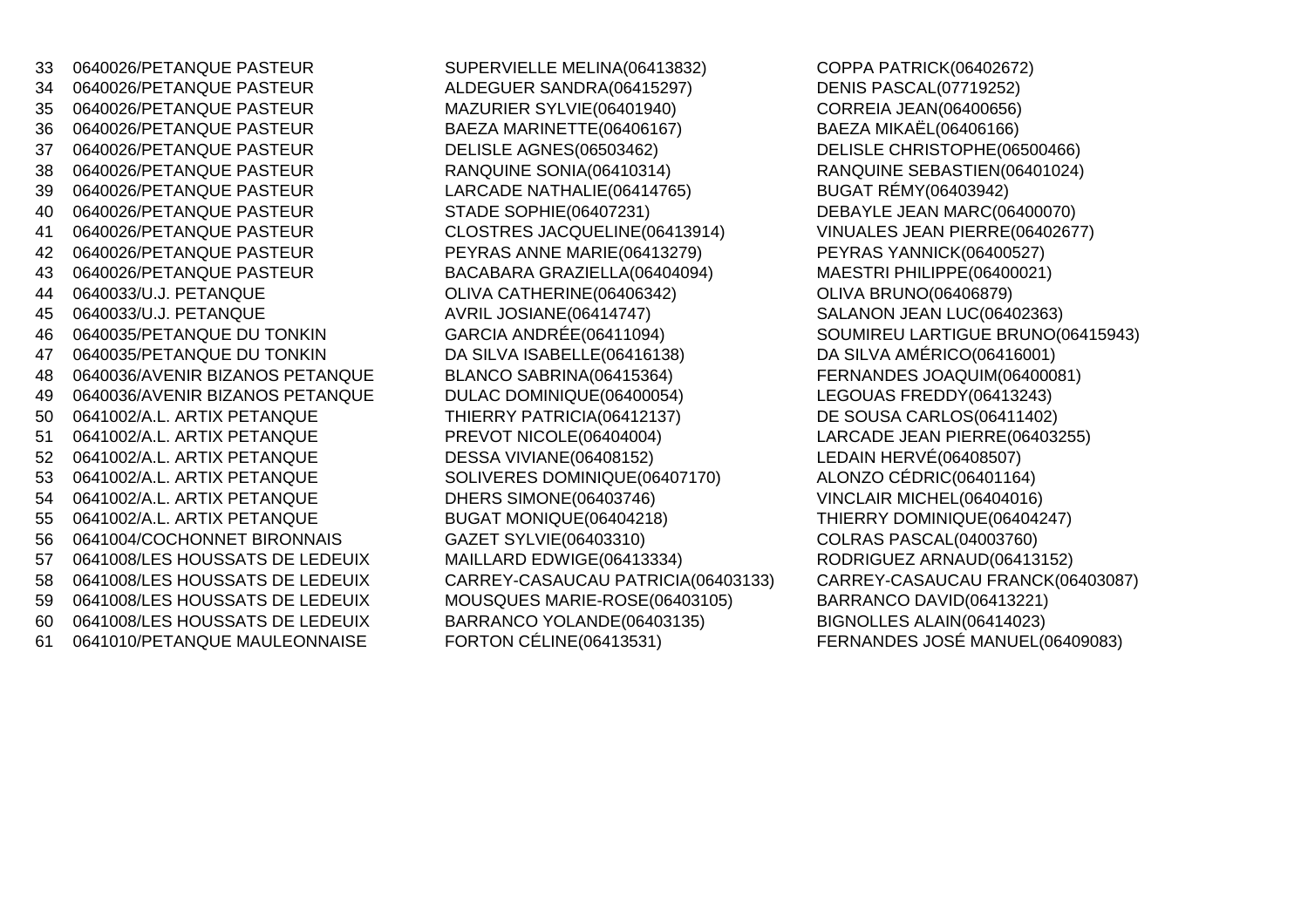| | | | |
|---|---|---|---|
| 33 | 0640026/PETANQUE PASTEUR | SUPERVIELLE MELINA(06413832) | COPPA PATRICK(06402672) |
| 34 | 0640026/PETANQUE PASTEUR | ALDEGUER SANDRA(06415297) | DENIS PASCAL(07719252) |
| 35 | 0640026/PETANQUE PASTEUR | MAZURIER SYLVIE(06401940) | CORREIA JEAN(06400656) |
| 36 | 0640026/PETANQUE PASTEUR | BAEZA MARINETTE(06406167) | BAEZA MIKAËL(06406166) |
| 37 | 0640026/PETANQUE PASTEUR | DELISLE AGNES(06503462) | DELISLE CHRISTOPHE(06500466) |
| 38 | 0640026/PETANQUE PASTEUR | RANQUINE SONIA(06410314) | RANQUINE SEBASTIEN(06401024) |
| 39 | 0640026/PETANQUE PASTEUR | LARCADE NATHALIE(06414765) | BUGAT RÉMY(06403942) |
| 40 | 0640026/PETANQUE PASTEUR | STADE SOPHIE(06407231) | DEBAYLE JEAN MARC(06400070) |
| 41 | 0640026/PETANQUE PASTEUR | CLOSTRES JACQUELINE(06413914) | VINUALES JEAN PIERRE(06402677) |
| 42 | 0640026/PETANQUE PASTEUR | PEYRAS ANNE MARIE(06413279) | PEYRAS YANNICK(06400527) |
| 43 | 0640026/PETANQUE PASTEUR | BACABARA GRAZIELLA(06404094) | MAESTRI PHILIPPE(06400021) |
| 44 | 0640033/U.J. PETANQUE | OLIVA CATHERINE(06406342) | OLIVA BRUNO(06406879) |
| 45 | 0640033/U.J. PETANQUE | AVRIL JOSIANE(06414747) | SALANON JEAN LUC(06402363) |
| 46 | 0640035/PETANQUE DU TONKIN | GARCIA ANDRÉE(06411094) | SOUMIREU LARTIGUE BRUNO(06415943) |
| 47 | 0640035/PETANQUE DU TONKIN | DA SILVA ISABELLE(06416138) | DA SILVA AMÉRICO(06416001) |
| 48 | 0640036/AVENIR BIZANOS PETANQUE | BLANCO SABRINA(06415364) | FERNANDES JOAQUIM(06400081) |
| 49 | 0640036/AVENIR BIZANOS PETANQUE | DULAC DOMINIQUE(06400054) | LEGOUAS FREDDY(06413243) |
| 50 | 0641002/A.L. ARTIX PETANQUE | THIERRY PATRICIA(06412137) | DE SOUSA CARLOS(06411402) |
| 51 | 0641002/A.L. ARTIX PETANQUE | PREVOT NICOLE(06404004) | LARCADE JEAN PIERRE(06403255) |
| 52 | 0641002/A.L. ARTIX PETANQUE | DESSA VIVIANE(06408152) | LEDAIN HERVÉ(06408507) |
| 53 | 0641002/A.L. ARTIX PETANQUE | SOLIVERES DOMINIQUE(06407170) | ALONZO CÉDRIC(06401164) |
| 54 | 0641002/A.L. ARTIX PETANQUE | DHERS SIMONE(06403746) | VINCLAIR MICHEL(06404016) |
| 55 | 0641002/A.L. ARTIX PETANQUE | BUGAT MONIQUE(06404218) | THIERRY DOMINIQUE(06404247) |
| 56 | 0641004/COCHONNET BIRONNAIS | GAZET SYLVIE(06403310) | COLRAS PASCAL(04003760) |
| 57 | 0641008/LES HOUSSATS DE LEDEUIX | MAILLARD EDWIGE(06413334) | RODRIGUEZ ARNAUD(06413152) |
| 58 | 0641008/LES HOUSSATS DE LEDEUIX | CARREY-CASAUCAU PATRICIA(06403133) | CARREY-CASAUCAU FRANCK(06403087) |
| 59 | 0641008/LES HOUSSATS DE LEDEUIX | MOUSQUES MARIE-ROSE(06403105) | BARRANCO DAVID(06413221) |
| 60 | 0641008/LES HOUSSATS DE LEDEUIX | BARRANCO YOLANDE(06403135) | BIGNOLLES ALAIN(06414023) |
| 61 | 0641010/PETANQUE MAULEONNAISE | FORTON CÉLINE(06413531) | FERNANDES JOSÉ MANUEL(06409083) |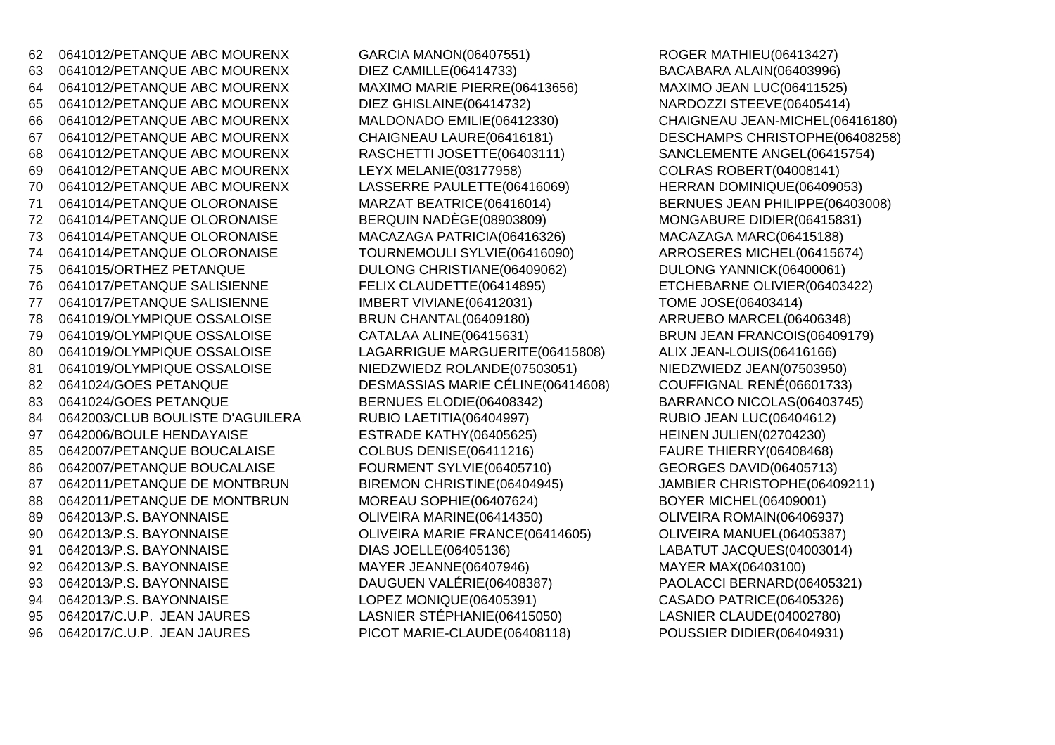| | | | |
|---|---|---|---|
| 62 | 0641012/PETANQUE ABC MOURENX | GARCIA MANON(06407551) | ROGER MATHIEU(06413427) |
| 63 | 0641012/PETANQUE ABC MOURENX | DIEZ CAMILLE(06414733) | BACABARA ALAIN(06403996) |
| 64 | 0641012/PETANQUE ABC MOURENX | MAXIMO MARIE PIERRE(06413656) | MAXIMO JEAN LUC(06411525) |
| 65 | 0641012/PETANQUE ABC MOURENX | DIEZ GHISLAINE(06414732) | NARDOZZI STEEVE(06405414) |
| 66 | 0641012/PETANQUE ABC MOURENX | MALDONADO EMILIE(06412330) | CHAIGNEAU JEAN-MICHEL(06416180) |
| 67 | 0641012/PETANQUE ABC MOURENX | CHAIGNEAU LAURE(06416181) | DESCHAMPS CHRISTOPHE(06408258) |
| 68 | 0641012/PETANQUE ABC MOURENX | RASCHETTI JOSETTE(06403111) | SANCLEMENTE ANGEL(06415754) |
| 69 | 0641012/PETANQUE ABC MOURENX | LEYX MELANIE(03177958) | COLRAS ROBERT(04008141) |
| 70 | 0641012/PETANQUE ABC MOURENX | LASSERRE PAULETTE(06416069) | HERRAN DOMINIQUE(06409053) |
| 71 | 0641014/PETANQUE OLORONAISE | MARZAT BEATRICE(06416014) | BERNUES JEAN PHILIPPE(06403008) |
| 72 | 0641014/PETANQUE OLORONAISE | BERQUIN NADÈGE(08903809) | MONGABURE DIDIER(06415831) |
| 73 | 0641014/PETANQUE OLORONAISE | MACAZAGA PATRICIA(06416326) | MACAZAGA MARC(06415188) |
| 74 | 0641014/PETANQUE OLORONAISE | TOURNEMOULI SYLVIE(06416090) | ARROSERES MICHEL(06415674) |
| 75 | 0641015/ORTHEZ PETANQUE | DULONG CHRISTIANE(06409062) | DULONG YANNICK(06400061) |
| 76 | 0641017/PETANQUE SALISIENNE | FELIX CLAUDETTE(06414895) | ETCHEBARNE OLIVIER(06403422) |
| 77 | 0641017/PETANQUE SALISIENNE | IMBERT VIVIANE(06412031) | TOME JOSE(06403414) |
| 78 | 0641019/OLYMPIQUE OSSALOISE | BRUN CHANTAL(06409180) | ARRUEBO MARCEL(06406348) |
| 79 | 0641019/OLYMPIQUE OSSALOISE | CATALAA ALINE(06415631) | BRUN JEAN FRANCOIS(06409179) |
| 80 | 0641019/OLYMPIQUE OSSALOISE | LAGARRIGUE MARGUERITE(06415808) | ALIX JEAN-LOUIS(06416166) |
| 81 | 0641019/OLYMPIQUE OSSALOISE | NIEDZWIEDZ ROLANDE(07503051) | NIEDZWIEDZ JEAN(07503950) |
| 82 | 0641024/GOES PETANQUE | DESMASSIAS MARIE CÉLINE(06414608) | COUFFIGNAL RENÉ(06601733) |
| 83 | 0641024/GOES PETANQUE | BERNUES ELODIE(06408342) | BARRANCO NICOLAS(06403745) |
| 84 | 0642003/CLUB BOULISTE D'AGUILERA | RUBIO LAETITIA(06404997) | RUBIO JEAN LUC(06404612) |
| 97 | 0642006/BOULE HENDAYAISE | ESTRADE KATHY(06405625) | HEINEN JULIEN(02704230) |
| 85 | 0642007/PETANQUE BOUCALAISE | COLBUS DENISE(06411216) | FAURE THIERRY(06408468) |
| 86 | 0642007/PETANQUE BOUCALAISE | FOURMENT SYLVIE(06405710) | GEORGES DAVID(06405713) |
| 87 | 0642011/PETANQUE DE MONTBRUN | BIREMON CHRISTINE(06404945) | JAMBIER CHRISTOPHE(06409211) |
| 88 | 0642011/PETANQUE DE MONTBRUN | MOREAU SOPHIE(06407624) | BOYER MICHEL(06409001) |
| 89 | 0642013/P.S. BAYONNAISE | OLIVEIRA MARINE(06414350) | OLIVEIRA ROMAIN(06406937) |
| 90 | 0642013/P.S. BAYONNAISE | OLIVEIRA MARIE FRANCE(06414605) | OLIVEIRA MANUEL(06405387) |
| 91 | 0642013/P.S. BAYONNAISE | DIAS JOELLE(06405136) | LABATUT JACQUES(04003014) |
| 92 | 0642013/P.S. BAYONNAISE | MAYER JEANNE(06407946) | MAYER MAX(06403100) |
| 93 | 0642013/P.S. BAYONNAISE | DAUGUEN VALÉRIE(06408387) | PAOLACCI BERNARD(06405321) |
| 94 | 0642013/P.S. BAYONNAISE | LOPEZ MONIQUE(06405391) | CASADO PATRICE(06405326) |
| 95 | 0642017/C.U.P. JEAN JAURES | LASNIER STÉPHANIE(06415050) | LASNIER CLAUDE(04002780) |
| 96 | 0642017/C.U.P. JEAN JAURES | PICOT MARIE-CLAUDE(06408118) | POUSSIER DIDIER(06404931) |